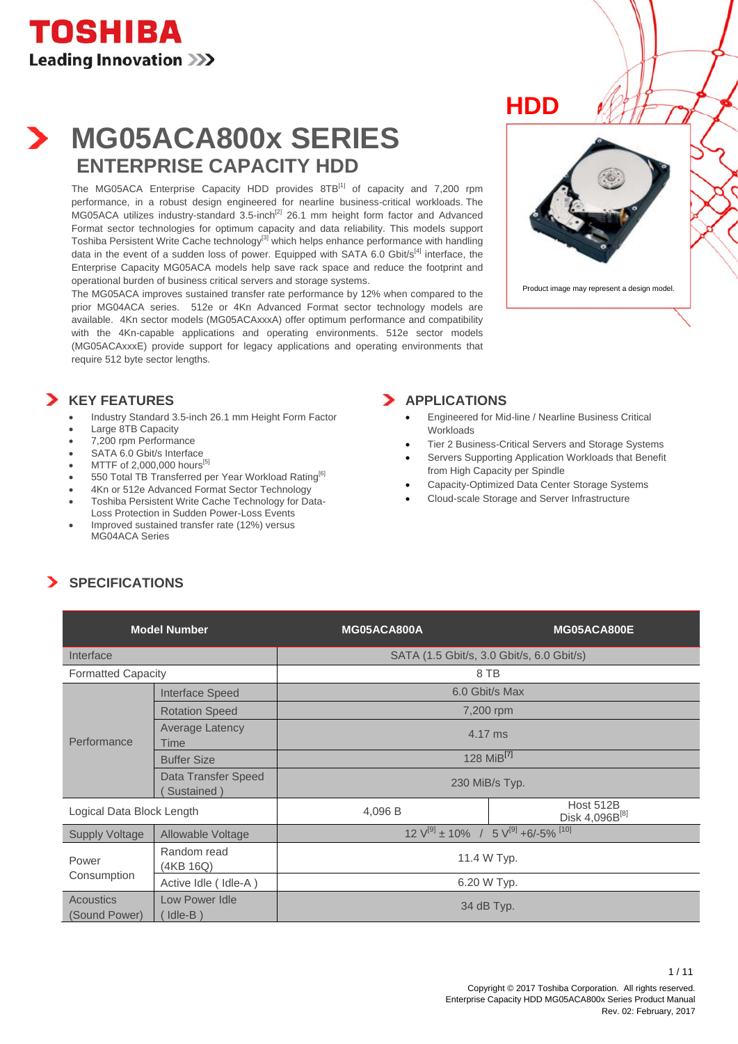TOSHIBA

Leading Innovation >>>

HDD

# MG05ACA800x SERIES

## ENTERPRISE CAPACITY HDD

The MG05ACA Enterprise Capacity HDD provides 8TB[1] of capacity and 7,200 rpm performance, in a robust design engineered for nearline business-critical workloads. The MG05ACA utilizes industry-standard 3.5-inch[2] 26.1 mm height form factor and Advanced Format sector technologies for optimum capacity and data reliability. This models support Toshiba Persistent Write Cache technology[3] which helps enhance performance with handling data in the event of a sudden loss of power. Equipped with SATA 6.0 Gbit/s[4] interface, the Enterprise Capacity MG05ACA models help save rack space and reduce the footprint and operational burden of business critical servers and storage systems.

The MG05ACA improves sustained transfer rate performance by 12% when compared to the prior MG04ACA series. 512e or 4Kn Advanced Format sector technology models are available. 4Kn sector models (MG05ACAxxxA) offer optimum performance and compatibility with the 4Kn-capable applications and operating environments. 512e sector models (MG05ACAxxxE) provide support for legacy applications and operating environments that require 512 byte sector lengths.

Product image may represent a design model.

## KEY FEATURES

- Industry Standard 3.5-inch 26.1 mm Height Form Factor
- Large 8TB Capacity
- 7,200 rpm Performance
- SATA 6.0 Gbit/s Interface
- MTTF of 2,000,000 hours[5]
- 550 Total TB Transferred per Year Workload Rating[6]
- 4Kn or 512e Advanced Format Sector Technology
- Toshiba Persistent Write Cache Technology for Data-Loss Protection in Sudden Power-Loss Events
- Improved sustained transfer rate (12%) versus MG04ACA Series

## APPLICATIONS

- Engineered for Mid-line / Nearline Business Critical Workloads
- Tier 2 Business-Critical Servers and Storage Systems
- Servers Supporting Application Workloads that Benefit from High Capacity per Spindle
- Capacity-Optimized Data Center Storage Systems
- Cloud-scale Storage and Server Infrastructure

## SPECIFICATIONS

| Model Number | | MG05ACA800A | MG05ACA800E |
|---|---|---|---|
| Interface | | SATA (1.5 Gbit/s, 3.0 Gbit/s, 6.0 Gbit/s) | |
| Formatted Capacity | | 8 TB | |
| Performance | Interface Speed | 6.0 Gbit/s Max | |
| | Rotation Speed | 7,200 rpm | |
| | Average Latency Time | 4.17 ms | |
| | Buffer Size | 128 MiB[7] | |
| | Data Transfer Speed ( Sustained ) | 230 MiB/s Typ. | |
| Logical Data Block Length | | 4,096 B | Host 512B Disk 4,096B[8] |
| Supply Voltage | Allowable Voltage | 12 V[9] ± 10% / 5 V[9] +6/-5% [10] | |
| Power Consumption | Random read (4KB 16Q) | 11.4 W Typ. | |
| | Active Idle ( Idle-A ) | 6.20 W Typ. | |
| Acoustics (Sound Power) | Low Power Idle ( Idle-B ) | 34 dB Typ. | |

Copyright © 2017 Toshiba Corporation. All rights reserved.
Enterprise Capacity HDD MG05ACA800x Series Product Manual
Rev. 02: February, 2017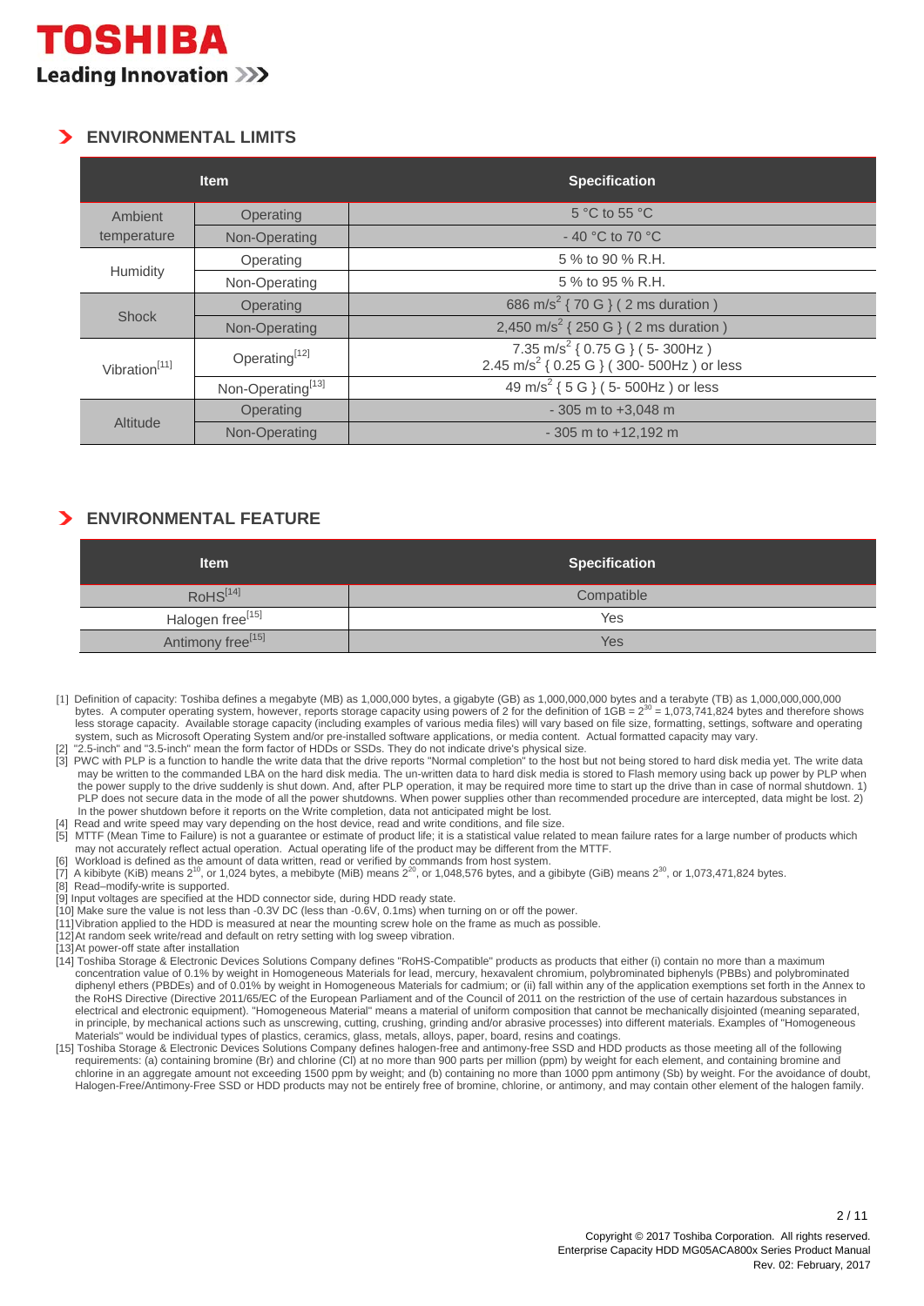## ENVIRONMENTAL LIMITS

| Item | | Specification |
|---|---|---|
| Ambient temperature | Operating | 5 °C to 55 °C |
| | Non-Operating | - 40 °C to 70 °C |
| Humidity | Operating | 5 % to 90 % R.H. |
| | Non-Operating | 5 % to 95 % R.H. |
| Shock | Operating | 686 $m/s^2$ { 70 G } ( 2 ms duration ) |
| | Non-Operating | 2,450 $m/s^2$ { 250 G } ( 2 ms duration ) |
| Vibration[11] | Operating[12] | 7.35 $m/s^2$ { 0.75 G } ( 5- 300Hz )<br>2.45 $m/s^2$ { 0.25 G } ( 300- 500Hz ) or less |
| | Non-Operating[13] | 49 $m/s^2$ { 5 G } ( 5- 500Hz ) or less |
| Altitude | Operating | - 305 m to +3,048 m |
| | Non-Operating | - 305 m to +12,192 m |

## ENVIRONMENTAL FEATURE

| Item | Specification |
|---|---|
| RoHS[14] | Compatible |
| Halogen free[15] | Yes |
| Antimony free[15] | Yes |

[1] Definition of capacity: Toshiba defines a megabyte (MB) as 1,000,000 bytes, a gigabyte (GB) as 1,000,000,000 bytes and a terabyte (TB) as 1,000,000,000,000 bytes. A computer operating system, however, reports storage capacity using powers of 2 for the definition of 1GB = $2^{30}$ = 1,073,741,824 bytes and therefore shows less storage capacity. Available storage capacity (including examples of various media files) will vary based on file size, formatting, settings, software and operating system, such as Microsoft Operating System and/or pre-installed software applications, or media content. Actual formatted capacity may vary.

[2] "2.5-inch" and "3.5-inch" mean the form factor of HDDs or SSDs. They do not indicate drive's physical size.

[3] PWC with PLP is a function to handle the write data that the drive reports "Normal completion" to the host but not being stored to hard disk media yet. The write data may be written to the commanded LBA on the hard disk media. The un-written data to hard disk media is stored to Flash memory using back up power by PLP when the power supply to the drive suddenly is shut down. And, after PLP operation, it may be required more time to start up the drive than in case of normal shutdown. 1) PLP does not secure data in the mode of all the power shutdowns. When power supplies other than recommended procedure are intercepted, data might be lost. 2) In the power shutdown before it reports on the Write completion, data not anticipated might be lost.

[4] Read and write speed may vary depending on the host device, read and write conditions, and file size.

[5] MTTF (Mean Time to Failure) is not a guarantee or estimate of product life; it is a statistical value related to mean failure rates for a large number of products which may not accurately reflect actual operation. Actual operating life of the product may be different from the MTTF.

[6] Workload is defined as the amount of data written, read or verified by commands from host system.

[7] A kibibyte (KiB) means $2^{10}$, or 1,024 bytes, a mebibyte (MiB) means $2^{20}$, or 1,048,576 bytes, and a gibibyte (GiB) means $2^{30}$, or 1,073,471,824 bytes.

[8] Read–modify-write is supported.

[9] Input voltages are specified at the HDD connector side, during HDD ready state.

[10] Make sure the value is not less than -0.3V DC (less than -0.6V, 0.1ms) when turning on or off the power.

[11] Vibration applied to the HDD is measured at near the mounting screw hole on the frame as much as possible.

[12] At random seek write/read and default on retry setting with log sweep vibration.

[13] At power-off state after installation

[14] Toshiba Storage & Electronic Devices Solutions Company defines "RoHS-Compatible" products as products that either (i) contain no more than a maximum concentration value of 0.1% by weight in Homogeneous Materials for lead, mercury, hexavalent chromium, polybrominated biphenyls (PBBs) and polybrominated diphenyl ethers (PBDEs) and of 0.01% by weight in Homogeneous Materials for cadmium; or (ii) fall within any of the application exemptions set forth in the Annex to the RoHS Directive (Directive 2011/65/EC of the European Parliament and of the Council of 2011 on the restriction of the use of certain hazardous substances in electrical and electronic equipment). "Homogeneous Material" means a material of uniform composition that cannot be mechanically disjointed (meaning separated, in principle, by mechanical actions such as unscrewing, cutting, crushing, grinding and/or abrasive processes) into different materials. Examples of "Homogeneous Materials" would be individual types of plastics, ceramics, glass, metals, alloys, paper, board, resins and coatings.

[15] Toshiba Storage & Electronic Devices Solutions Company defines halogen-free and antimony-free SSD and HDD products as those meeting all of the following requirements: (a) containing bromine (Br) and chlorine (Cl) at no more than 900 parts per million (ppm) by weight for each element, and containing bromine and chlorine in an aggregate amount not exceeding 1500 ppm by weight; and (b) containing no more than 1000 ppm antimony (Sb) by weight. For the avoidance of doubt, Halogen-Free/Antimony-Free SSD or HDD products may not be entirely free of bromine, chlorine, or antimony, and may contain other element of the halogen family.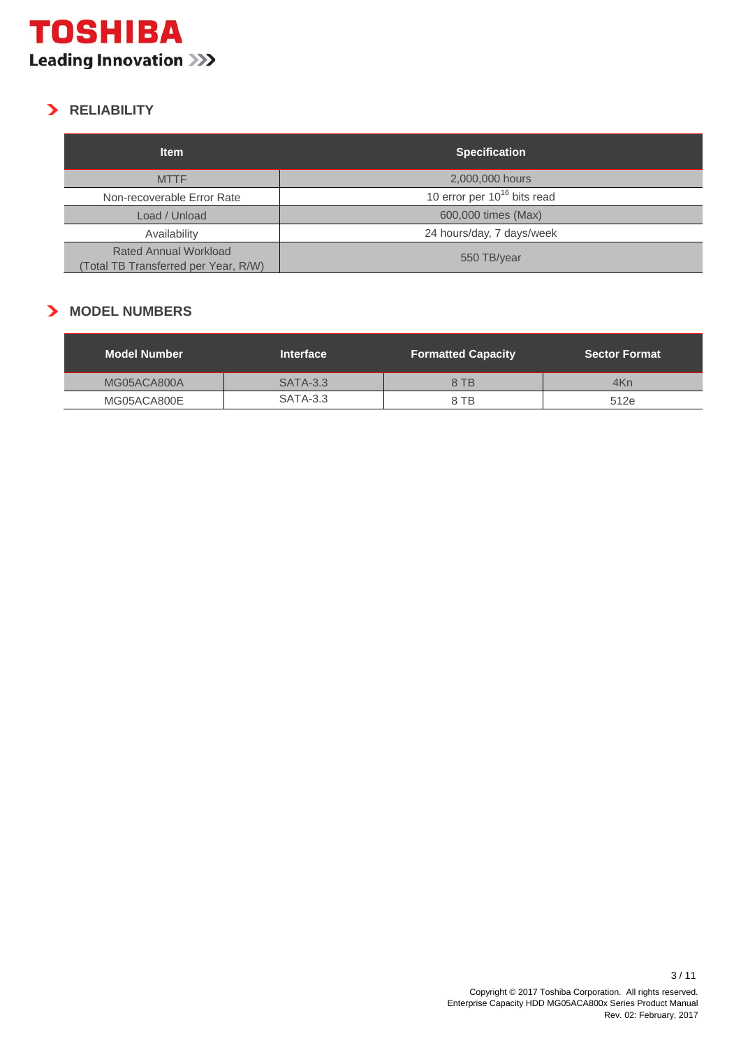## RELIABILITY

| Item | Specification |
|---|---|
| MTTF | 2,000,000 hours |
| Non-recoverable Error Rate | 10 error per $10^{16}$ bits read |
| Load / Unload | 600,000 times (Max) |
| Availability | 24 hours/day, 7 days/week |
| Rated Annual Workload (Total TB Transferred per Year, R/W) | 550 TB/year |

## MODEL NUMBERS

| Model Number | Interface | Formatted Capacity | Sector Format |
|---|---|---|---|
| MG05ACA800A | SATA-3.3 | 8 TB | 4Kn |
| MG05ACA800E | SATA-3.3 | 8 TB | 512e |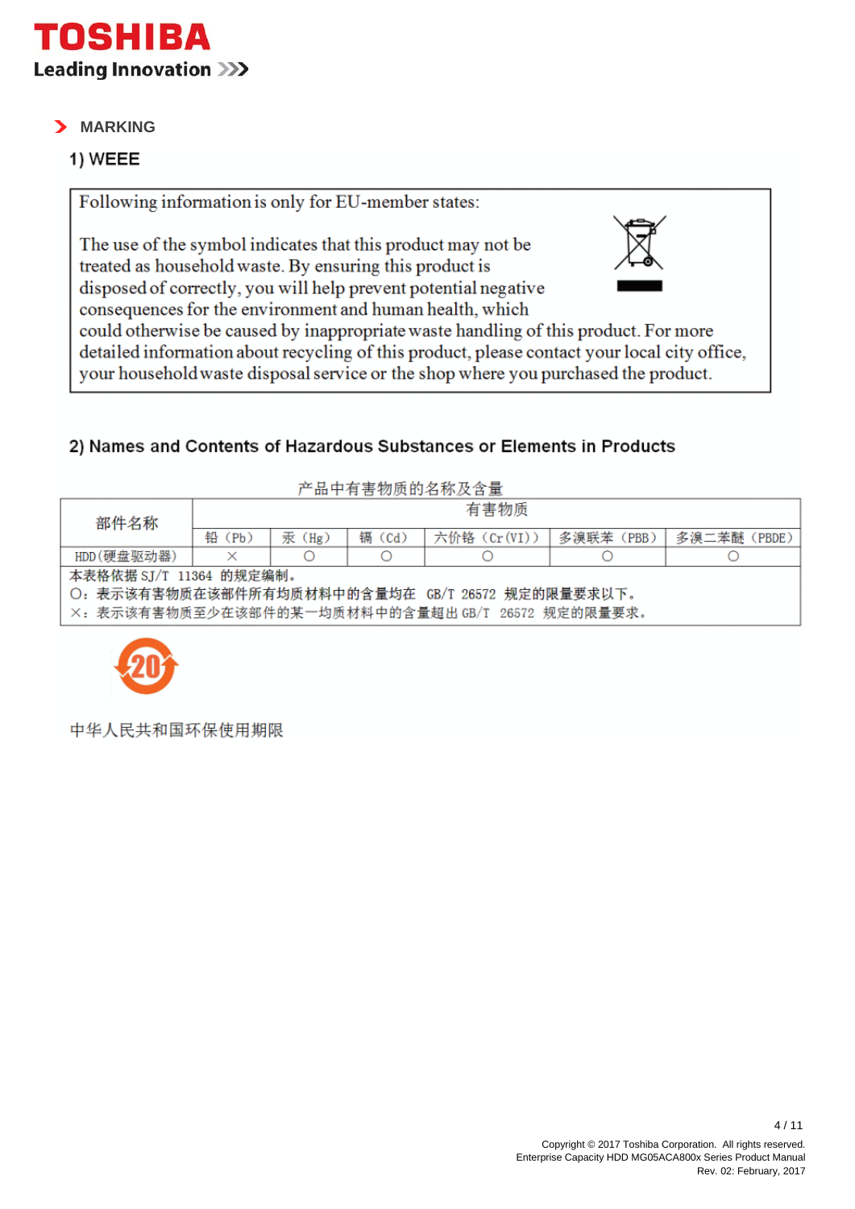## MARKING

### 1) WEEE

Following information is only for EU-member states:

The use of the symbol indicates that this product may not be treated as household waste. By ensuring this product is disposed of correctly, you will help prevent potential negative consequences for the environment and human health, which could otherwise be caused by inappropriate waste handling of this product. For more detailed information about recycling of this product, please contact your local city office, your household waste disposal service or the shop where you purchased the product.

### 2) Names and Contents of Hazardous Substances or Elements in Products

产品中有害物质的名称及含量

| 部件名称 | 有害物质 | | | | | |
|---|---|---|---|---|---|---|
| | 铅（Pb） | 汞（Hg） | 镉（Cd） | 六价铬（Cr(VI)） | 多溴联苯（PBB） | 多溴二苯醚（PBDE） |
| HDD(硬盘驱动器) | × | ○ | ○ | ○ | ○ | ○ |

本表格依据 SJ/T 11364 的规定编制。
○：表示该有害物质在该部件所有均质材料中的含量均在 GB/T 26572 规定的限量要求以下。
×：表示该有害物质至少在该部件的某一均质材料中的含量超出 GB/T 26572 规定的限量要求。

20

中华人民共和国环保使用期限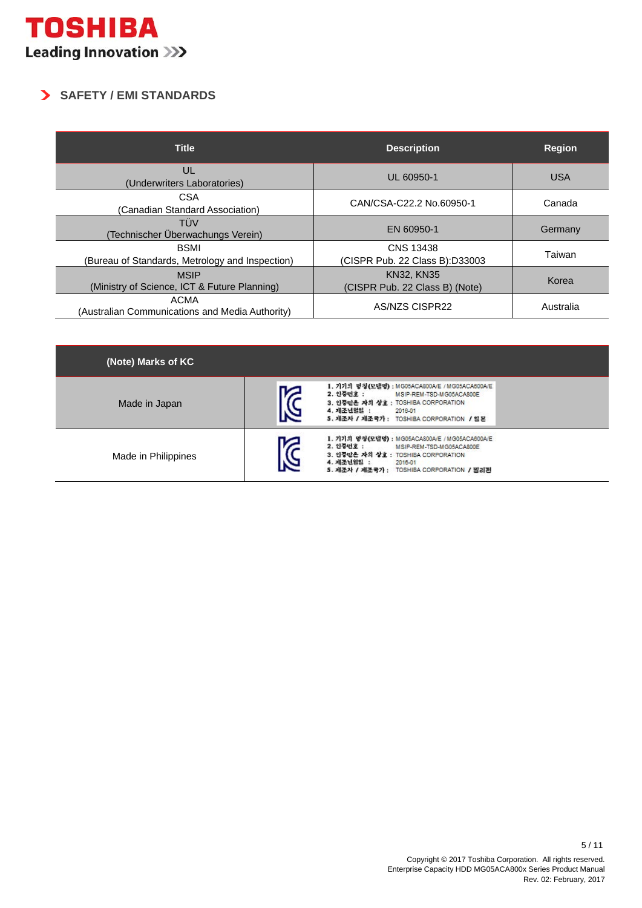## SAFETY / EMI STANDARDS

| Title | Description | Region |
|---|---|---|
| UL (Underwriters Laboratories) | UL 60950-1 | USA |
| CSA (Canadian Standard Association) | CAN/CSA-C22.2 No.60950-1 | Canada |
| TÜV (Technischer Überwachungs Verein) | EN 60950-1 | Germany |
| BSMI (Bureau of Standards, Metrology and Inspection) | CNS 13438 (CISPR Pub. 22 Class B):D33003 | Taiwan |
| MSIP (Ministry of Science, ICT & Future Planning) | KN32, KN35 (CISPR Pub. 22 Class B) (Note) | Korea |
| ACMA (Australian Communications and Media Authority) | AS/NZS CISPR22 | Australia |

| (Note) Marks of KC | |
|---|---|
| Made in Japan | 1. 기기의 명칭(모델명) : MG05ACA800A/E / MG05ACA600A/E<br>2. 인증번호 : MSIP-REM-TSD-MG05ACA800E<br>3. 인증받은 자의 상호 : TOSHIBA CORPORATION<br>4. 제조년월일 : 2016-01<br>5. 제조자 / 제조국가 : TOSHIBA CORPORATION / 일본 |
| Made in Philippines | 1. 기기의 명칭(모델명) : MG05ACA800A/E / MG05ACA600A/E<br>2. 인증번호 : MSIP-REM-TSD-MG05ACA800E<br>3. 인증받은 자의 상호 : TOSHIBA CORPORATION<br>4. 제조년월일 : 2016-01<br>5. 제조자 / 제조국가 : TOSHIBA CORPORATION / 필리핀 |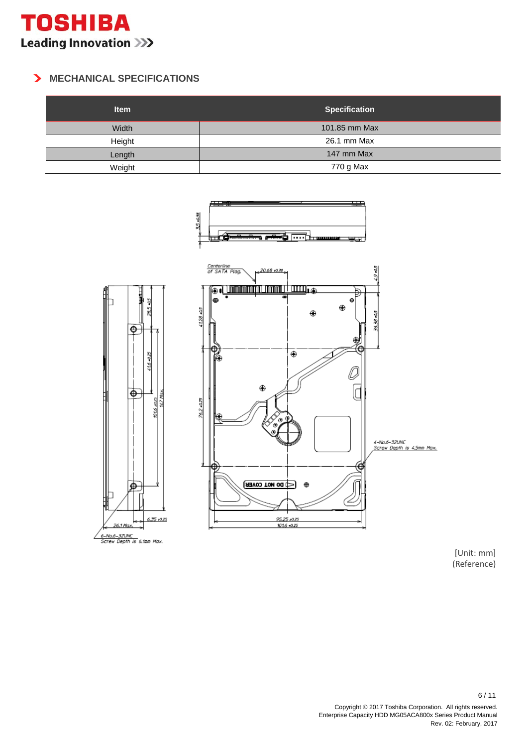## MECHANICAL SPECIFICATIONS

| Item | Specification |
|---|---|
| Width | 101.85 mm Max |
| Height | 26.1 mm Max |
| Length | 147 mm Max |
| Weight | 770 g Max |

[Unit: mm]
(Reference)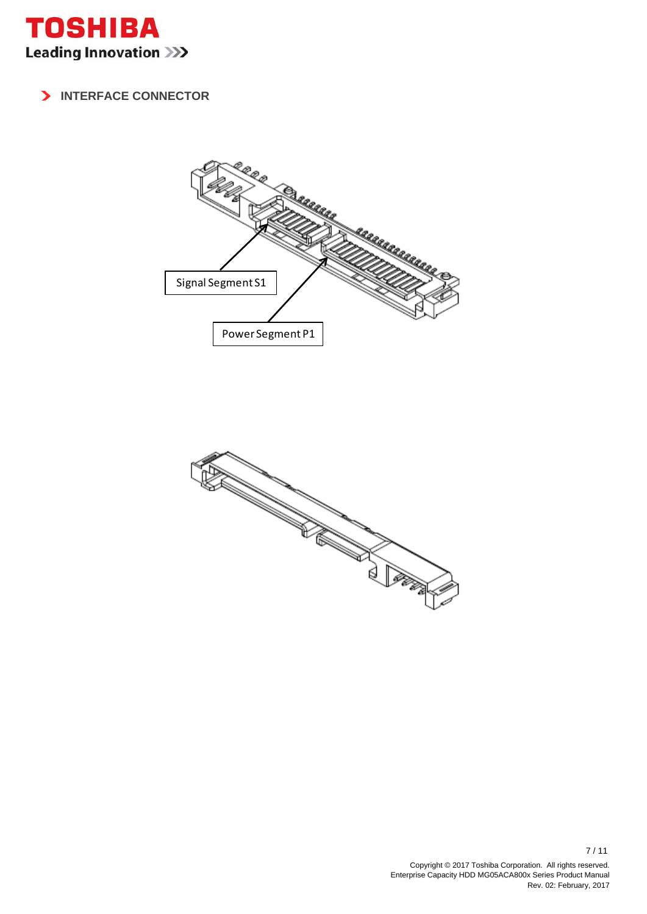## INTERFACE CONNECTOR

Signal Segment S1

Power Segment P1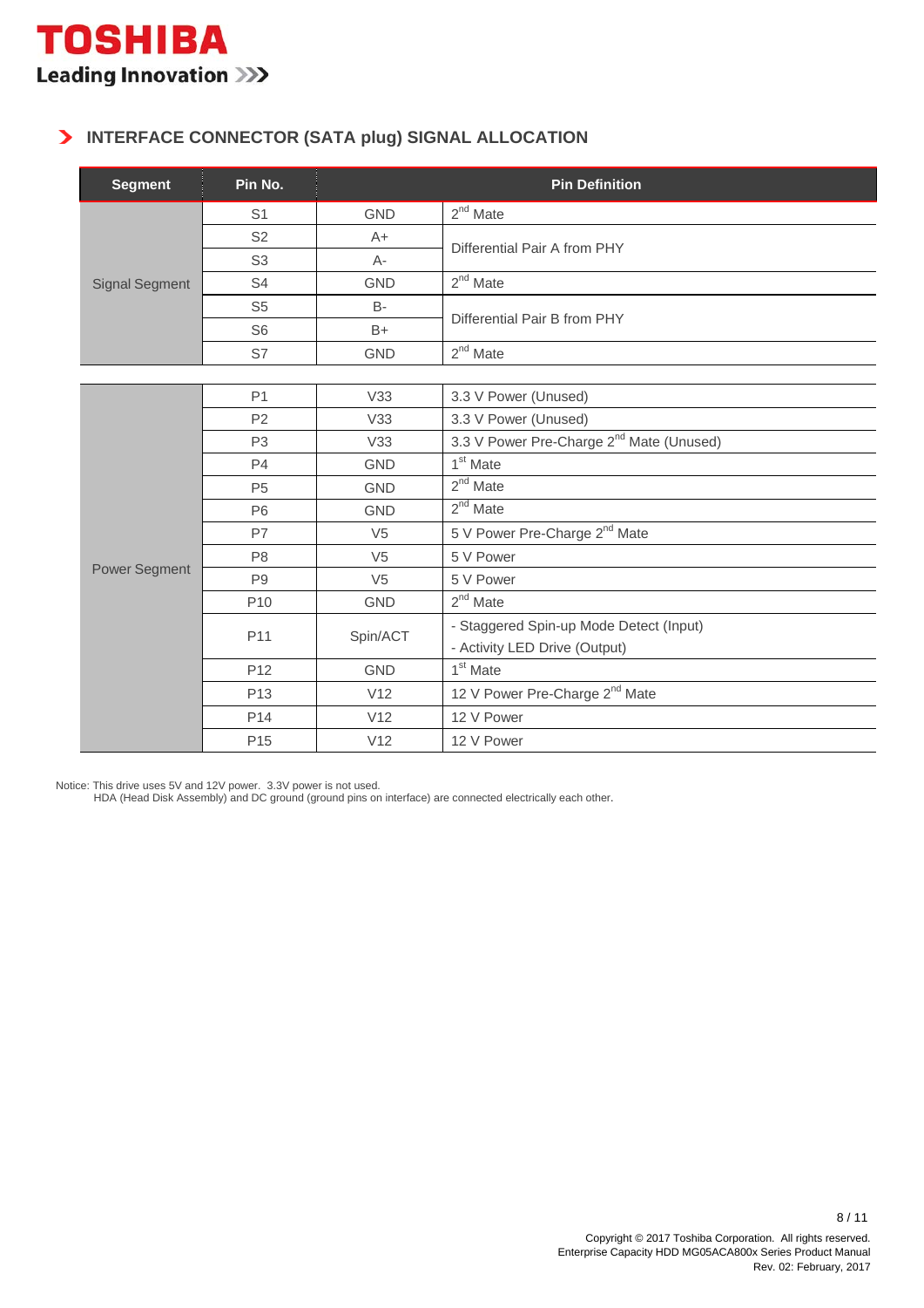## INTERFACE CONNECTOR (SATA plug) SIGNAL ALLOCATION

| Segment | Pin No. | | Pin Definition |
|---|---|---|---|
| Signal Segment | S1 | GND | 2nd Mate |
| | S2 | A+ | Differential Pair A from PHY |
| | S3 | A- | |
| | S4 | GND | 2nd Mate |
| | S5 | B- | Differential Pair B from PHY |
| | S6 | B+ | |
| | S7 | GND | 2nd Mate |
| Power Segment | P1 | V33 | 3.3 V Power (Unused) |
| | P2 | V33 | 3.3 V Power (Unused) |
| | P3 | V33 | 3.3 V Power Pre-Charge 2nd Mate (Unused) |
| | P4 | GND | 1st Mate |
| | P5 | GND | 2nd Mate |
| | P6 | GND | 2nd Mate |
| | P7 | V5 | 5 V Power Pre-Charge 2nd Mate |
| | P8 | V5 | 5 V Power |
| | P9 | V5 | 5 V Power |
| | P10 | GND | 2nd Mate |
| | P11 | Spin/ACT | - Staggered Spin-up Mode Detect (Input)<br>- Activity LED Drive (Output) |
| | P12 | GND | 1st Mate |
| | P13 | V12 | 12 V Power Pre-Charge 2nd Mate |
| | P14 | V12 | 12 V Power |
| | P15 | V12 | 12 V Power |

Notice: This drive uses 5V and 12V power. 3.3V power is not used.
HDA (Head Disk Assembly) and DC ground (ground pins on interface) are connected electrically each other.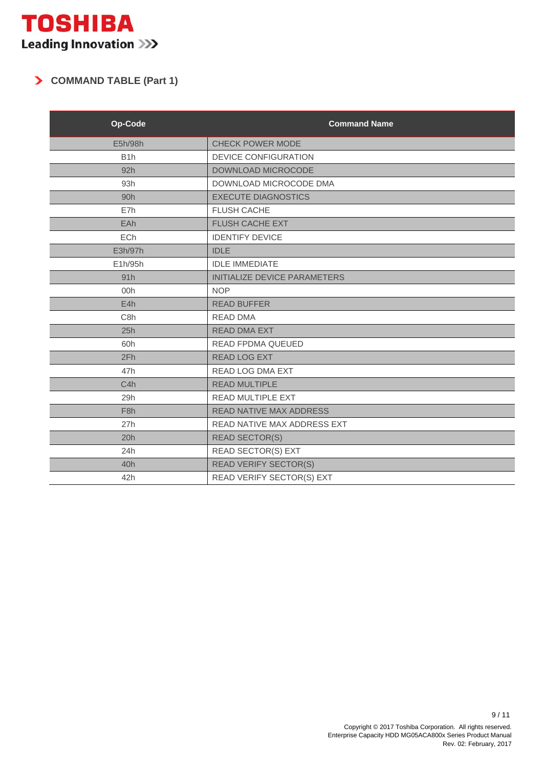**TOSHIBA**
**Leading Innovation >>>**

## COMMAND TABLE (Part 1)

| Op-Code | Command Name |
|---|---|
| E5h/98h | CHECK POWER MODE |
| B1h | DEVICE CONFIGURATION |
| 92h | DOWNLOAD MICROCODE |
| 93h | DOWNLOAD MICROCODE DMA |
| 90h | EXECUTE DIAGNOSTICS |
| E7h | FLUSH CACHE |
| EAh | FLUSH CACHE EXT |
| ECh | IDENTIFY DEVICE |
| E3h/97h | IDLE |
| E1h/95h | IDLE IMMEDIATE |
| 91h | INITIALIZE DEVICE PARAMETERS |
| 00h | NOP |
| E4h | READ BUFFER |
| C8h | READ DMA |
| 25h | READ DMA EXT |
| 60h | READ FPDMA QUEUED |
| 2Fh | READ LOG EXT |
| 47h | READ LOG DMA EXT |
| C4h | READ MULTIPLE |
| 29h | READ MULTIPLE EXT |
| F8h | READ NATIVE MAX ADDRESS |
| 27h | READ NATIVE MAX ADDRESS EXT |
| 20h | READ SECTOR(S) |
| 24h | READ SECTOR(S) EXT |
| 40h | READ VERIFY SECTOR(S) |
| 42h | READ VERIFY SECTOR(S) EXT |

Copyright © 2017 Toshiba Corporation. All rights reserved.
Enterprise Capacity HDD MG05ACA800x Series Product Manual
Rev. 02: February, 2017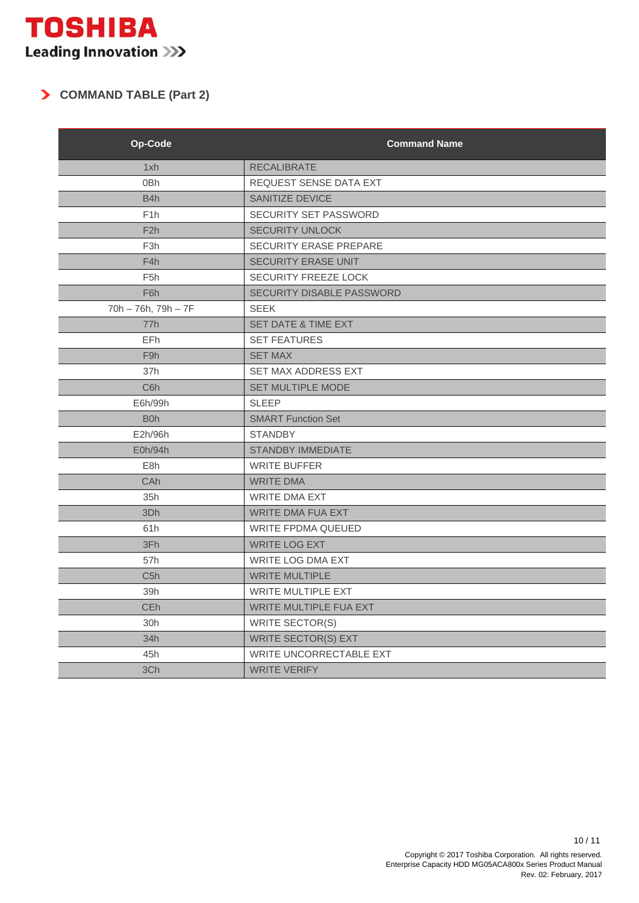## COMMAND TABLE (Part 2)

| Op-Code | Command Name |
|---|---|
| 1xh | RECALIBRATE |
| 0Bh | REQUEST SENSE DATA EXT |
| B4h | SANITIZE DEVICE |
| F1h | SECURITY SET PASSWORD |
| F2h | SECURITY UNLOCK |
| F3h | SECURITY ERASE PREPARE |
| F4h | SECURITY ERASE UNIT |
| F5h | SECURITY FREEZE LOCK |
| F6h | SECURITY DISABLE PASSWORD |
| 70h – 76h, 79h – 7F | SEEK |
| 77h | SET DATE & TIME EXT |
| EFh | SET FEATURES |
| F9h | SET MAX |
| 37h | SET MAX ADDRESS EXT |
| C6h | SET MULTIPLE MODE |
| E6h/99h | SLEEP |
| B0h | SMART Function Set |
| E2h/96h | STANDBY |
| E0h/94h | STANDBY IMMEDIATE |
| E8h | WRITE BUFFER |
| CAh | WRITE DMA |
| 35h | WRITE DMA EXT |
| 3Dh | WRITE DMA FUA EXT |
| 61h | WRITE FPDMA QUEUED |
| 3Fh | WRITE LOG EXT |
| 57h | WRITE LOG DMA EXT |
| C5h | WRITE MULTIPLE |
| 39h | WRITE MULTIPLE EXT |
| CEh | WRITE MULTIPLE FUA EXT |
| 30h | WRITE SECTOR(S) |
| 34h | WRITE SECTOR(S) EXT |
| 45h | WRITE UNCORRECTABLE EXT |
| 3Ch | WRITE VERIFY |

Copyright © 2017 Toshiba Corporation. All rights reserved.
Enterprise Capacity HDD MG05ACA800x Series Product Manual
Rev. 02: February, 2017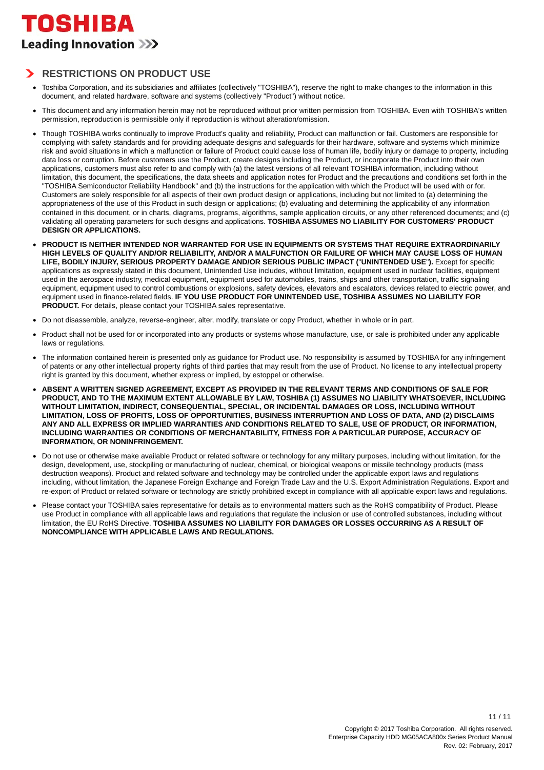## RESTRICTIONS ON PRODUCT USE

- Toshiba Corporation, and its subsidiaries and affiliates (collectively "TOSHIBA"), reserve the right to make changes to the information in this document, and related hardware, software and systems (collectively "Product") without notice.
- This document and any information herein may not be reproduced without prior written permission from TOSHIBA. Even with TOSHIBA's written permission, reproduction is permissible only if reproduction is without alteration/omission.
- Though TOSHIBA works continually to improve Product's quality and reliability, Product can malfunction or fail. Customers are responsible for complying with safety standards and for providing adequate designs and safeguards for their hardware, software and systems which minimize risk and avoid situations in which a malfunction or failure of Product could cause loss of human life, bodily injury or damage to property, including data loss or corruption. Before customers use the Product, create designs including the Product, or incorporate the Product into their own applications, customers must also refer to and comply with (a) the latest versions of all relevant TOSHIBA information, including without limitation, this document, the specifications, the data sheets and application notes for Product and the precautions and conditions set forth in the "TOSHIBA Semiconductor Reliability Handbook" and (b) the instructions for the application with which the Product will be used with or for. Customers are solely responsible for all aspects of their own product design or applications, including but not limited to (a) determining the appropriateness of the use of this Product in such design or applications; (b) evaluating and determining the applicability of any information contained in this document, or in charts, diagrams, programs, algorithms, sample application circuits, or any other referenced documents; and (c) validating all operating parameters for such designs and applications. **TOSHIBA ASSUMES NO LIABILITY FOR CUSTOMERS' PRODUCT DESIGN OR APPLICATIONS.**
- **PRODUCT IS NEITHER INTENDED NOR WARRANTED FOR USE IN EQUIPMENTS OR SYSTEMS THAT REQUIRE EXTRAORDINARILY HIGH LEVELS OF QUALITY AND/OR RELIABILITY, AND/OR A MALFUNCTION OR FAILURE OF WHICH MAY CAUSE LOSS OF HUMAN LIFE, BODILY INJURY, SERIOUS PROPERTY DAMAGE AND/OR SERIOUS PUBLIC IMPACT ("UNINTENDED USE").** Except for specific applications as expressly stated in this document, Unintended Use includes, without limitation, equipment used in nuclear facilities, equipment used in the aerospace industry, medical equipment, equipment used for automobiles, trains, ships and other transportation, traffic signaling equipment, equipment used to control combustions or explosions, safety devices, elevators and escalators, devices related to electric power, and equipment used in finance-related fields. **IF YOU USE PRODUCT FOR UNINTENDED USE, TOSHIBA ASSUMES NO LIABILITY FOR PRODUCT.** For details, please contact your TOSHIBA sales representative.
- Do not disassemble, analyze, reverse-engineer, alter, modify, translate or copy Product, whether in whole or in part.
- Product shall not be used for or incorporated into any products or systems whose manufacture, use, or sale is prohibited under any applicable laws or regulations.
- The information contained herein is presented only as guidance for Product use. No responsibility is assumed by TOSHIBA for any infringement of patents or any other intellectual property rights of third parties that may result from the use of Product. No license to any intellectual property right is granted by this document, whether express or implied, by estoppel or otherwise.
- **ABSENT A WRITTEN SIGNED AGREEMENT, EXCEPT AS PROVIDED IN THE RELEVANT TERMS AND CONDITIONS OF SALE FOR PRODUCT, AND TO THE MAXIMUM EXTENT ALLOWABLE BY LAW, TOSHIBA (1) ASSUMES NO LIABILITY WHATSOEVER, INCLUDING WITHOUT LIMITATION, INDIRECT, CONSEQUENTIAL, SPECIAL, OR INCIDENTAL DAMAGES OR LOSS, INCLUDING WITHOUT LIMITATION, LOSS OF PROFITS, LOSS OF OPPORTUNITIES, BUSINESS INTERRUPTION AND LOSS OF DATA, AND (2) DISCLAIMS ANY AND ALL EXPRESS OR IMPLIED WARRANTIES AND CONDITIONS RELATED TO SALE, USE OF PRODUCT, OR INFORMATION, INCLUDING WARRANTIES OR CONDITIONS OF MERCHANTABILITY, FITNESS FOR A PARTICULAR PURPOSE, ACCURACY OF INFORMATION, OR NONINFRINGEMENT.**
- Do not use or otherwise make available Product or related software or technology for any military purposes, including without limitation, for the design, development, use, stockpiling or manufacturing of nuclear, chemical, or biological weapons or missile technology products (mass destruction weapons). Product and related software and technology may be controlled under the applicable export laws and regulations including, without limitation, the Japanese Foreign Exchange and Foreign Trade Law and the U.S. Export Administration Regulations. Export and re-export of Product or related software or technology are strictly prohibited except in compliance with all applicable export laws and regulations.
- Please contact your TOSHIBA sales representative for details as to environmental matters such as the RoHS compatibility of Product. Please use Product in compliance with all applicable laws and regulations that regulate the inclusion or use of controlled substances, including without limitation, the EU RoHS Directive. **TOSHIBA ASSUMES NO LIABILITY FOR DAMAGES OR LOSSES OCCURRING AS A RESULT OF NONCOMPLIANCE WITH APPLICABLE LAWS AND REGULATIONS.**